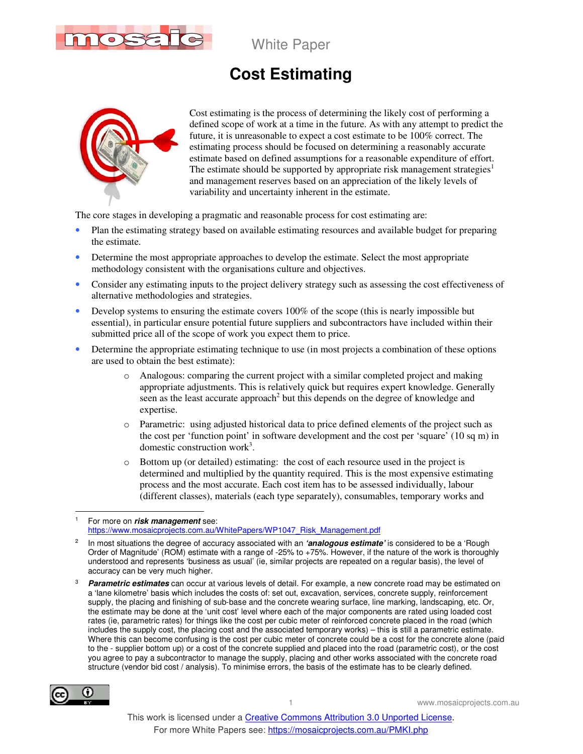White Paper

# Cost Estimating

Cost estimating is the process of determining the likely cost of performing a defined scope of work at a time in the future. As with any attempt to predict the future, it is unreasonable to expect a cost estimate to be 100% correct. The estimating process should be focused on determining a reasonably accurate estimate based on defined assumptions for a reasonable expenditure of effort. The estimate should be supported by appropriate risk management strategies[1] and management reserves based on an appreciation of the likely levels of variability and uncertainty inherent in the estimate.

The core stages in developing a pragmatic and reasonable process for cost estimating are:

- Plan the estimating strategy based on available estimating resources and available budget for preparing the estimate.
- Determine the most appropriate approaches to develop the estimate. Select the most appropriate methodology consistent with the organisations culture and objectives.
- Consider any estimating inputs to the project delivery strategy such as assessing the cost effectiveness of alternative methodologies and strategies.
- Develop systems to ensuring the estimate covers 100% of the scope (this is nearly impossible but essential), in particular ensure potential future suppliers and subcontractors have included within their submitted price all of the scope of work you expect them to price.
- Determine the appropriate estimating technique to use (in most projects a combination of these options are used to obtain the best estimate):
  - Analogous: comparing the current project with a similar completed project and making appropriate adjustments. This is relatively quick but requires expert knowledge. Generally seen as the least accurate approach[2] but this depends on the degree of knowledge and expertise.
  - Parametric: using adjusted historical data to price defined elements of the project such as the cost per 'function point' in software development and the cost per 'square' (10 sq m) in domestic construction work[3].
  - Bottom up (or detailed) estimating: the cost of each resource used in the project is determined and multiplied by the quantity required. This is the most expensive estimating process and the most accurate. Each cost item has to be assessed individually, labour (different classes), materials (each type separately), consumables, temporary works and

---

[1] For more on ***risk management*** see: https://www.mosaicprojects.com.au/WhitePapers/WP1047_Risk_Management.pdf

[2] In most situations the degree of accuracy associated with an ***'analogous estimate'*** is considered to be a 'Rough Order of Magnitude' (ROM) estimate with a range of -25% to +75%. However, if the nature of the work is thoroughly understood and represents 'business as usual' (ie, similar projects are repeated on a regular basis), the level of accuracy can be very much higher.

[3] ***Parametric estimates*** can occur at various levels of detail. For example, a new concrete road may be estimated on a 'lane kilometre' basis which includes the costs of: set out, excavation, services, concrete supply, reinforcement supply, the placing and finishing of sub-base and the concrete wearing surface, line marking, landscaping, etc. Or, the estimate may be done at the 'unit cost' level where each of the major components are rated using loaded cost rates (ie, parametric rates) for things like the cost per cubic meter of reinforced concrete placed in the road (which includes the supply cost, the placing cost and the associated temporary works) – this is still a parametric estimate. Where this can become confusing is the cost per cubic meter of concrete could be a cost for the concrete alone (paid to the - supplier bottom up) or a cost of the concrete supplied and placed into the road (parametric cost), or the cost you agree to pay a subcontractor to manage the supply, placing and other works associated with the concrete road structure (vendor bid cost / analysis). To minimise errors, the basis of the estimate has to be clearly defined.

This work is licensed under a Creative Commons Attribution 3.0 Unported License.
For more White Papers see: https://mosaicprojects.com.au/PMKI.php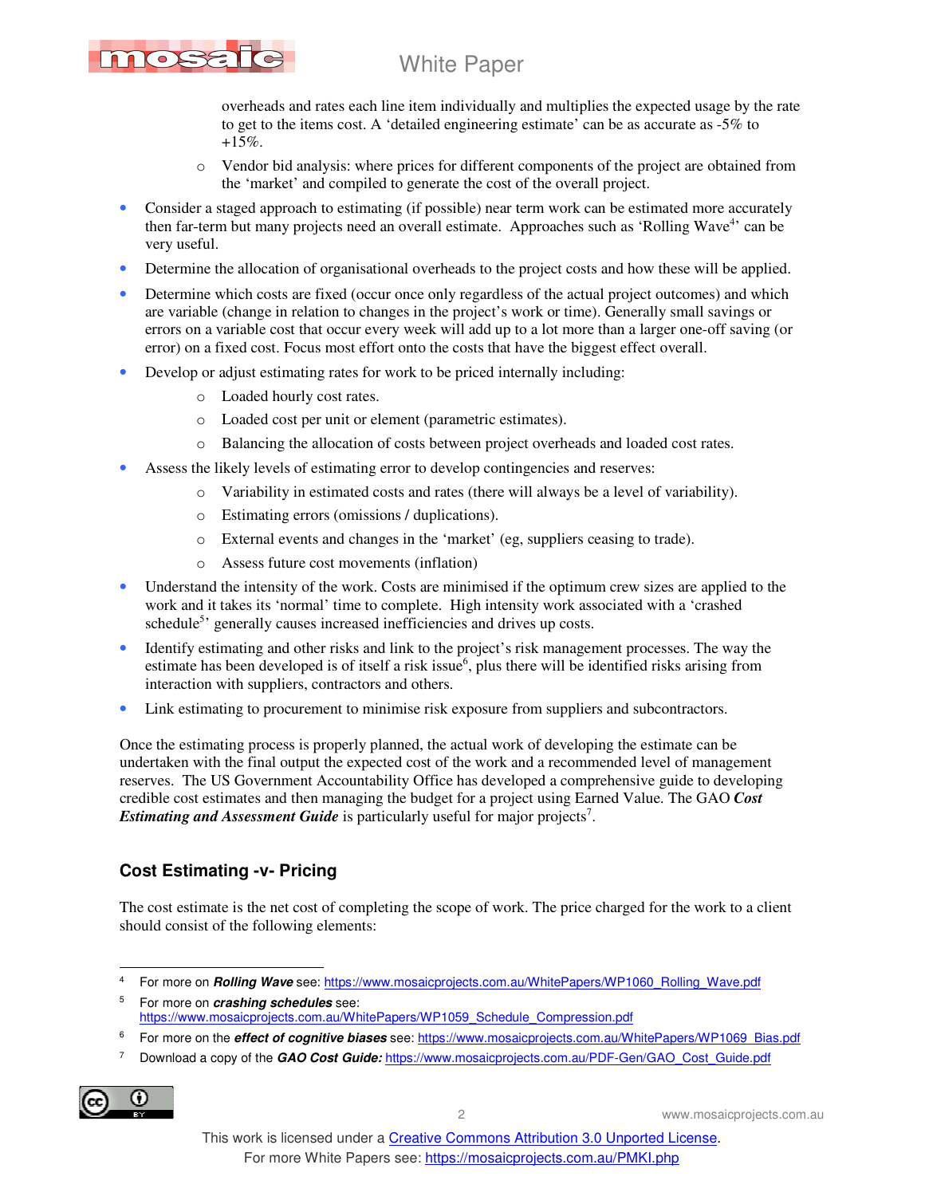overheads and rates each line item individually and multiplies the expected usage by the rate to get to the items cost. A 'detailed engineering estimate' can be as accurate as -5% to +15%.

  - Vendor bid analysis: where prices for different components of the project are obtained from the 'market' and compiled to generate the cost of the overall project.

- Consider a staged approach to estimating (if possible) near term work can be estimated more accurately then far-term but many projects need an overall estimate. Approaches such as 'Rolling Wave[4]' can be very useful.
- Determine the allocation of organisational overheads to the project costs and how these will be applied.
- Determine which costs are fixed (occur once only regardless of the actual project outcomes) and which are variable (change in relation to changes in the project's work or time). Generally small savings or errors on a variable cost that occur every week will add up to a lot more than a larger one-off saving (or error) on a fixed cost. Focus most effort onto the costs that have the biggest effect overall.
- Develop or adjust estimating rates for work to be priced internally including:
  - Loaded hourly cost rates.
  - Loaded cost per unit or element (parametric estimates).
  - Balancing the allocation of costs between project overheads and loaded cost rates.
- Assess the likely levels of estimating error to develop contingencies and reserves:
  - Variability in estimated costs and rates (there will always be a level of variability).
  - Estimating errors (omissions / duplications).
  - External events and changes in the 'market' (eg, suppliers ceasing to trade).
  - Assess future cost movements (inflation)
- Understand the intensity of the work. Costs are minimised if the optimum crew sizes are applied to the work and it takes its 'normal' time to complete. High intensity work associated with a 'crashed schedule[5]' generally causes increased inefficiencies and drives up costs.
- Identify estimating and other risks and link to the project's risk management processes. The way the estimate has been developed is of itself a risk issue[6], plus there will be identified risks arising from interaction with suppliers, contractors and others.
- Link estimating to procurement to minimise risk exposure from suppliers and subcontractors.

Once the estimating process is properly planned, the actual work of developing the estimate can be undertaken with the final output the expected cost of the work and a recommended level of management reserves. The US Government Accountability Office has developed a comprehensive guide to developing credible cost estimates and then managing the budget for a project using Earned Value. The GAO ***Cost Estimating and Assessment Guide*** is particularly useful for major projects[7].

## Cost Estimating -v- Pricing

The cost estimate is the net cost of completing the scope of work. The price charged for the work to a client should consist of the following elements:

---

[4] For more on ***Rolling Wave*** see: https://www.mosaicprojects.com.au/WhitePapers/WP1060_Rolling_Wave.pdf

[5] For more on ***crashing schedules*** see: https://www.mosaicprojects.com.au/WhitePapers/WP1059_Schedule_Compression.pdf

[6] For more on the ***effect of cognitive biases*** see: https://www.mosaicprojects.com.au/WhitePapers/WP1069_Bias.pdf

[7] Download a copy of the ***GAO Cost Guide:*** https://www.mosaicprojects.com.au/PDF-Gen/GAO_Cost_Guide.pdf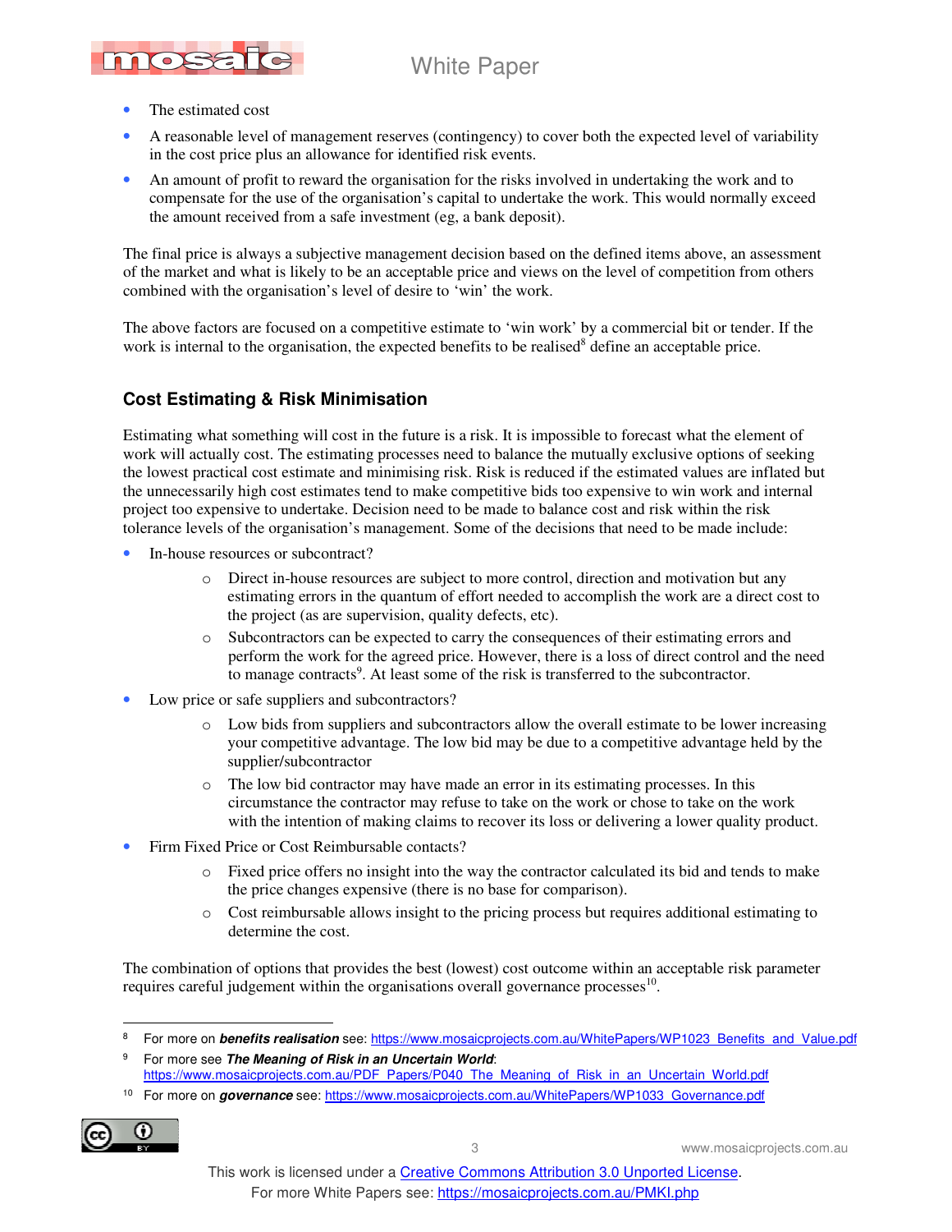- The estimated cost
- A reasonable level of management reserves (contingency) to cover both the expected level of variability in the cost price plus an allowance for identified risk events.
- An amount of profit to reward the organisation for the risks involved in undertaking the work and to compensate for the use of the organisation's capital to undertake the work. This would normally exceed the amount received from a safe investment (eg, a bank deposit).

The final price is always a subjective management decision based on the defined items above, an assessment of the market and what is likely to be an acceptable price and views on the level of competition from others combined with the organisation's level of desire to 'win' the work.

The above factors are focused on a competitive estimate to 'win work' by a commercial bit or tender. If the work is internal to the organisation, the expected benefits to be realised[8] define an acceptable price.

## Cost Estimating & Risk Minimisation

Estimating what something will cost in the future is a risk. It is impossible to forecast what the element of work will actually cost. The estimating processes need to balance the mutually exclusive options of seeking the lowest practical cost estimate and minimising risk. Risk is reduced if the estimated values are inflated but the unnecessarily high cost estimates tend to make competitive bids too expensive to win work and internal project too expensive to undertake. Decision need to be made to balance cost and risk within the risk tolerance levels of the organisation's management. Some of the decisions that need to be made include:

- In-house resources or subcontract?
    - Direct in-house resources are subject to more control, direction and motivation but any estimating errors in the quantum of effort needed to accomplish the work are a direct cost to the project (as are supervision, quality defects, etc).
    - Subcontractors can be expected to carry the consequences of their estimating errors and perform the work for the agreed price. However, there is a loss of direct control and the need to manage contracts[9]. At least some of the risk is transferred to the subcontractor.
- Low price or safe suppliers and subcontractors?
    - Low bids from suppliers and subcontractors allow the overall estimate to be lower increasing your competitive advantage. The low bid may be due to a competitive advantage held by the supplier/subcontractor
    - The low bid contractor may have made an error in its estimating processes. In this circumstance the contractor may refuse to take on the work or chose to take on the work with the intention of making claims to recover its loss or delivering a lower quality product.
- Firm Fixed Price or Cost Reimbursable contacts?
    - Fixed price offers no insight into the way the contractor calculated its bid and tends to make the price changes expensive (there is no base for comparison).
    - Cost reimbursable allows insight to the pricing process but requires additional estimating to determine the cost.

The combination of options that provides the best (lowest) cost outcome within an acceptable risk parameter requires careful judgement within the organisations overall governance processes[10].

---

[8] For more on ***benefits realisation*** see: https://www.mosaicprojects.com.au/WhitePapers/WP1023_Benefits_and_Value.pdf

[9] For more see ***The Meaning of Risk in an Uncertain World***: https://www.mosaicprojects.com.au/PDF_Papers/P040_The_Meaning_of_Risk_in_an_Uncertain_World.pdf

[10] For more on ***governance*** see: https://www.mosaicprojects.com.au/WhitePapers/WP1033_Governance.pdf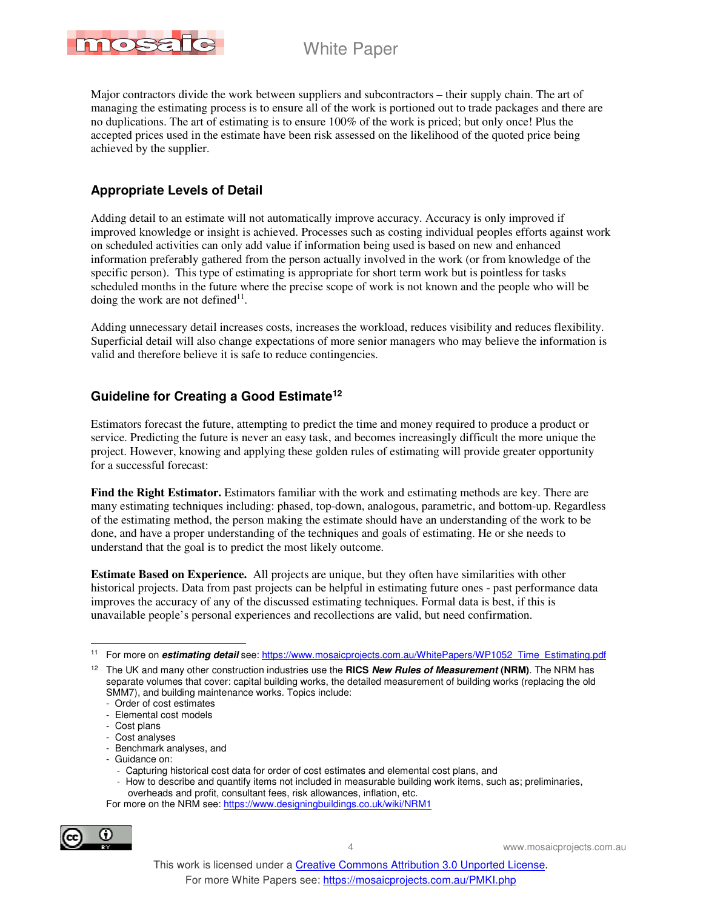Major contractors divide the work between suppliers and subcontractors – their supply chain. The art of managing the estimating process is to ensure all of the work is portioned out to trade packages and there are no duplications. The art of estimating is to ensure 100% of the work is priced; but only once! Plus the accepted prices used in the estimate have been risk assessed on the likelihood of the quoted price being achieved by the supplier.

## Appropriate Levels of Detail

Adding detail to an estimate will not automatically improve accuracy. Accuracy is only improved if improved knowledge or insight is achieved. Processes such as costing individual peoples efforts against work on scheduled activities can only add value if information being used is based on new and enhanced information preferably gathered from the person actually involved in the work (or from knowledge of the specific person). This type of estimating is appropriate for short term work but is pointless for tasks scheduled months in the future where the precise scope of work is not known and the people who will be doing the work are not defined[11].

Adding unnecessary detail increases costs, increases the workload, reduces visibility and reduces flexibility. Superficial detail will also change expectations of more senior managers who may believe the information is valid and therefore believe it is safe to reduce contingencies.

## Guideline for Creating a Good Estimate[12]

Estimators forecast the future, attempting to predict the time and money required to produce a product or service. Predicting the future is never an easy task, and becomes increasingly difficult the more unique the project. However, knowing and applying these golden rules of estimating will provide greater opportunity for a successful forecast:

**Find the Right Estimator.** Estimators familiar with the work and estimating methods are key. There are many estimating techniques including: phased, top-down, analogous, parametric, and bottom-up. Regardless of the estimating method, the person making the estimate should have an understanding of the work to be done, and have a proper understanding of the techniques and goals of estimating. He or she needs to understand that the goal is to predict the most likely outcome.

**Estimate Based on Experience.** All projects are unique, but they often have similarities with other historical projects. Data from past projects can be helpful in estimating future ones - past performance data improves the accuracy of any of the discussed estimating techniques. Formal data is best, if this is unavailable people's personal experiences and recollections are valid, but need confirmation.

---

[11] For more on ***estimating detail*** see: https://www.mosaicprojects.com.au/WhitePapers/WP1052_Time_Estimating.pdf

[12] The UK and many other construction industries use the **RICS *New Rules of Measurement* (NRM)**. The NRM has separate volumes that cover: capital building works, the detailed measurement of building works (replacing the old SMM7), and building maintenance works. Topics include:
- Order of cost estimates
- Elemental cost models
- Cost plans
- Cost analyses
- Benchmark analyses, and
- Guidance on:
  - Capturing historical cost data for order of cost estimates and elemental cost plans, and
  - How to describe and quantify items not included in measurable building work items, such as; preliminaries, overheads and profit, consultant fees, risk allowances, inflation, etc.

For more on the NRM see: https://www.designingbuildings.co.uk/wiki/NRM1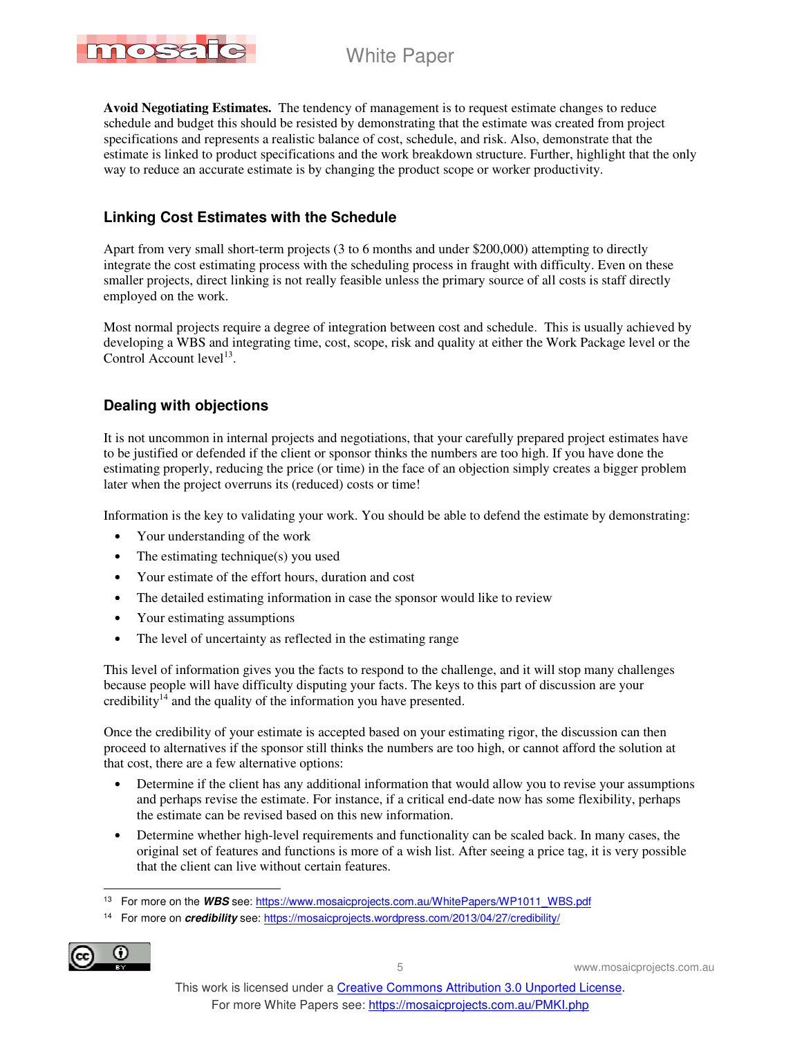**Avoid Negotiating Estimates.** The tendency of management is to request estimate changes to reduce schedule and budget this should be resisted by demonstrating that the estimate was created from project specifications and represents a realistic balance of cost, schedule, and risk. Also, demonstrate that the estimate is linked to product specifications and the work breakdown structure. Further, highlight that the only way to reduce an accurate estimate is by changing the product scope or worker productivity.

## Linking Cost Estimates with the Schedule

Apart from very small short-term projects (3 to 6 months and under $200,000) attempting to directly integrate the cost estimating process with the scheduling process in fraught with difficulty. Even on these smaller projects, direct linking is not really feasible unless the primary source of all costs is staff directly employed on the work.

Most normal projects require a degree of integration between cost and schedule. This is usually achieved by developing a WBS and integrating time, cost, scope, risk and quality at either the Work Package level or the Control Account level[13].

## Dealing with objections

It is not uncommon in internal projects and negotiations, that your carefully prepared project estimates have to be justified or defended if the client or sponsor thinks the numbers are too high. If you have done the estimating properly, reducing the price (or time) in the face of an objection simply creates a bigger problem later when the project overruns its (reduced) costs or time!

Information is the key to validating your work. You should be able to defend the estimate by demonstrating:

- Your understanding of the work
- The estimating technique(s) you used
- Your estimate of the effort hours, duration and cost
- The detailed estimating information in case the sponsor would like to review
- Your estimating assumptions
- The level of uncertainty as reflected in the estimating range

This level of information gives you the facts to respond to the challenge, and it will stop many challenges because people will have difficulty disputing your facts. The keys to this part of discussion are your credibility[14] and the quality of the information you have presented.

Once the credibility of your estimate is accepted based on your estimating rigor, the discussion can then proceed to alternatives if the sponsor still thinks the numbers are too high, or cannot afford the solution at that cost, there are a few alternative options:

- Determine if the client has any additional information that would allow you to revise your assumptions and perhaps revise the estimate. For instance, if a critical end-date now has some flexibility, perhaps the estimate can be revised based on this new information.
- Determine whether high-level requirements and functionality can be scaled back. In many cases, the original set of features and functions is more of a wish list. After seeing a price tag, it is very possible that the client can live without certain features.

---

[13] For more on the ***WBS*** see: https://www.mosaicprojects.com.au/WhitePapers/WP1011_WBS.pdf

[14] For more on ***credibility*** see: https://mosaicprojects.wordpress.com/2013/04/27/credibility/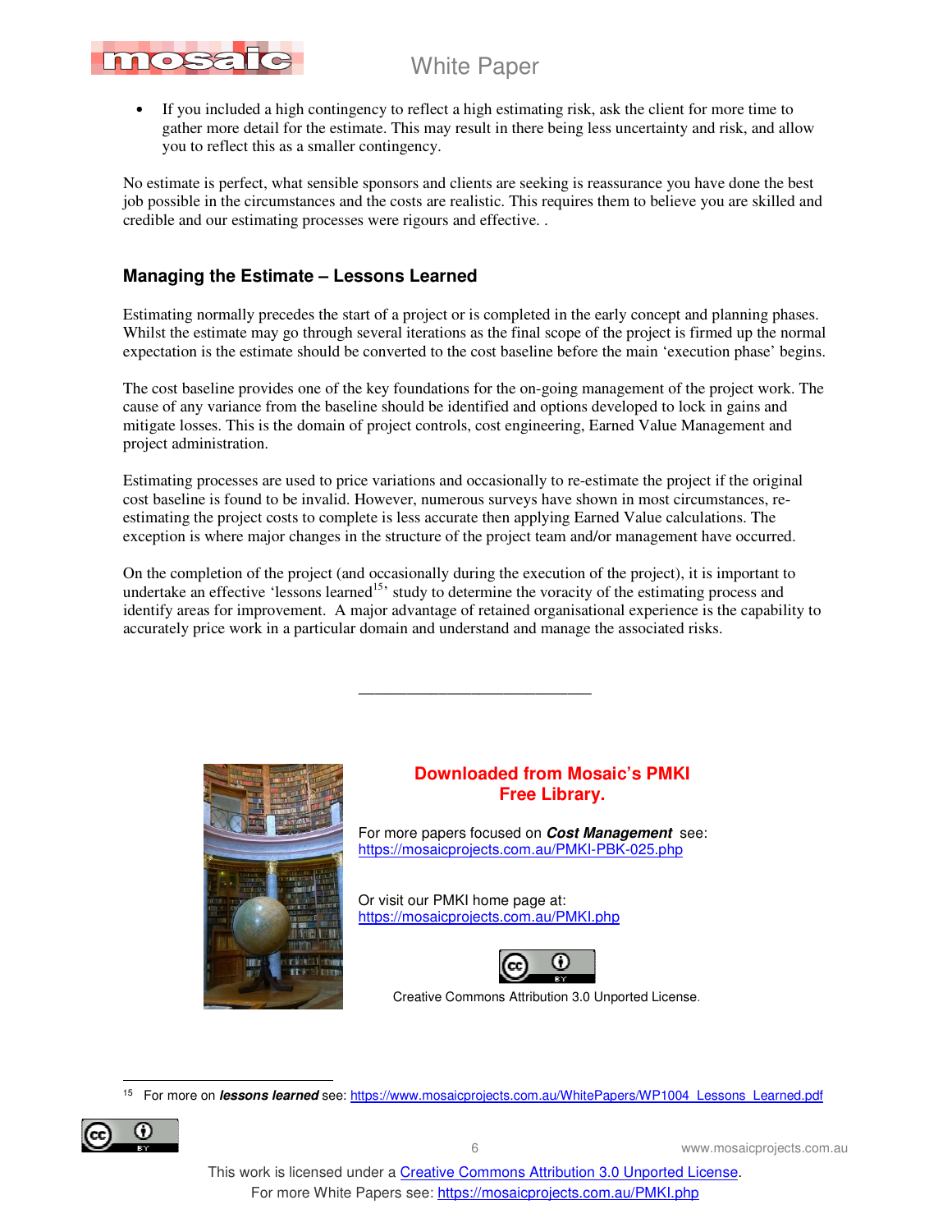- If you included a high contingency to reflect a high estimating risk, ask the client for more time to gather more detail for the estimate. This may result in there being less uncertainty and risk, and allow you to reflect this as a smaller contingency.

No estimate is perfect, what sensible sponsors and clients are seeking is reassurance you have done the best job possible in the circumstances and the costs are realistic. This requires them to believe you are skilled and credible and our estimating processes were rigours and effective. .

## Managing the Estimate – Lessons Learned

Estimating normally precedes the start of a project or is completed in the early concept and planning phases. Whilst the estimate may go through several iterations as the final scope of the project is firmed up the normal expectation is the estimate should be converted to the cost baseline before the main 'execution phase' begins.

The cost baseline provides one of the key foundations for the on-going management of the project work. The cause of any variance from the baseline should be identified and options developed to lock in gains and mitigate losses. This is the domain of project controls, cost engineering, Earned Value Management and project administration.

Estimating processes are used to price variations and occasionally to re-estimate the project if the original cost baseline is found to be invalid. However, numerous surveys have shown in most circumstances, re-estimating the project costs to complete is less accurate then applying Earned Value calculations. The exception is where major changes in the structure of the project team and/or management have occurred.

On the completion of the project (and occasionally during the execution of the project), it is important to undertake an effective 'lessons learned[15]' study to determine the voracity of the estimating process and identify areas for improvement. A major advantage of retained organisational experience is the capability to accurately price work in a particular domain and understand and manage the associated risks.

\_\_\_\_\_\_\_\_\_\_\_\_\_\_\_\_\_\_\_\_\_\_\_\_\_\_\_\_

**Downloaded from Mosaic's PMKI Free Library.**

For more papers focused on ***Cost Management*** see: https://mosaicprojects.com.au/PMKI-PBK-025.php

Or visit our PMKI home page at: https://mosaicprojects.com.au/PMKI.php

Creative Commons Attribution 3.0 Unported License.

---

[15] For more on ***lessons learned*** see: https://www.mosaicprojects.com.au/WhitePapers/WP1004_Lessons_Learned.pdf